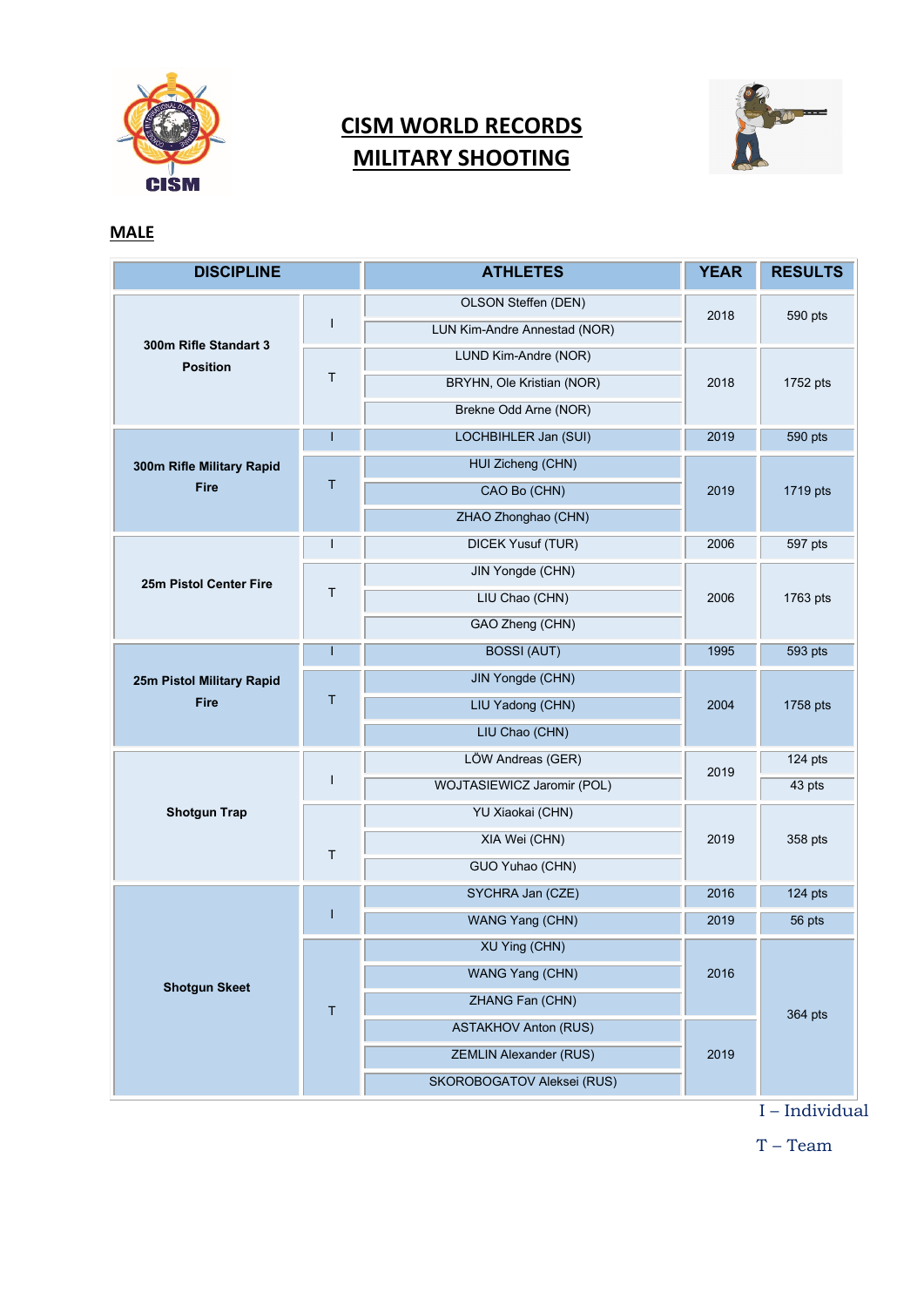# CISM WORLD RECORDS
# MILITARY SHOOTING

## MALE

| DISCIPLINE | | ATHLETES | YEAR | RESULTS |
|---|---|---|---|---|
| 300m Rifle Standart 3 Position | I | OLSON Steffen (DEN) | 2018 | 590 pts |
| | | LUN Kim-Andre Annestad (NOR) | | |
| | T | LUND Kim-Andre (NOR) | 2018 | 1752 pts |
| | | BRYHN, Ole Kristian (NOR) | | |
| | | Brekne Odd Arne (NOR) | | |
| 300m Rifle Military Rapid Fire | I | LOCHBIHLER Jan (SUI) | 2019 | 590 pts |
| | T | HUI Zicheng (CHN) | 2019 | 1719 pts |
| | | CAO Bo (CHN) | | |
| | | ZHAO Zhonghao (CHN) | | |
| 25m Pistol Center Fire | I | DICEK Yusuf (TUR) | 2006 | 597 pts |
| | T | JIN Yongde (CHN) | 2006 | 1763 pts |
| | | LIU Chao (CHN) | | |
| | | GAO Zheng (CHN) | | |
| 25m Pistol Military Rapid Fire | I | BOSSI (AUT) | 1995 | 593 pts |
| | T | JIN Yongde (CHN) | 2004 | 1758 pts |
| | | LIU Yadong (CHN) | | |
| | | LIU Chao (CHN) | | |
| Shotgun Trap | I | LÖW Andreas (GER) | 2019 | 124 pts |
| | | WOJTASIEWICZ Jaromir (POL) | | 43 pts |
| | T | YU Xiaokai (CHN) | 2019 | 358 pts |
| | | XIA Wei (CHN) | | |
| | | GUO Yuhao (CHN) | | |
| Shotgun Skeet | I | SYCHRA Jan (CZE) | 2016 | 124 pts |
| | | WANG Yang (CHN) | 2019 | 56 pts |
| | T | XU Ying (CHN) | 2016 | 364 pts |
| | | WANG Yang (CHN) | | |
| | | ZHANG Fan (CHN) | | |
| | | ASTAKHOV Anton (RUS) | 2019 | |
| | | ZEMLIN Alexander (RUS) | | |
| | | SKOROBOGATOV Aleksei (RUS) | | |

I – Individual

T – Team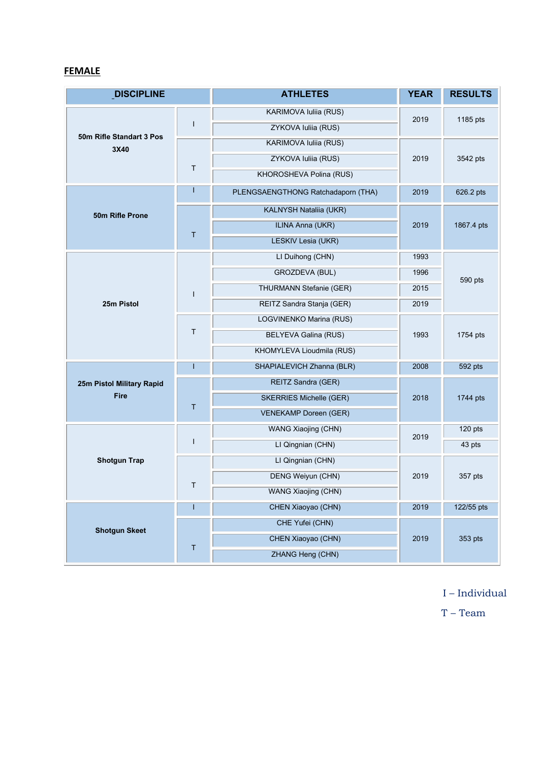## FEMALE

| DISCIPLINE | | ATHLETES | YEAR | RESULTS |
|---|---|---|---|---|
| 50m Rifle Standart 3 Pos 3X40 | I | KARIMOVA Iuliia (RUS) | 2019 | 1185 pts |
| | | ZYKOVA Iuliia (RUS) | | |
| | T | KARIMOVA Iuliia (RUS) | 2019 | 3542 pts |
| | | ZYKOVA Iuliia (RUS) | | |
| | | KHOROSHEVA Polina (RUS) | | |
| 50m Rifle Prone | I | PLENGSAENGTHONG Ratchadaporn (THA) | 2019 | 626.2 pts |
| | T | KALNYSH Nataliia (UKR) | 2019 | 1867.4 pts |
| | | ILINA Anna (UKR) | | |
| | | LESKIV Lesia (UKR) | | |
| 25m Pistol | I | LI Duihong (CHN) | 1993 | 590 pts |
| | | GROZDEVA (BUL) | 1996 | |
| | | THURMANN Stefanie (GER) | 2015 | |
| | | REITZ Sandra Stanja (GER) | 2019 | |
| | T | LOGVINENKO Marina (RUS) | 1993 | 1754 pts |
| | | BELYEVA Galina (RUS) | | |
| | | KHOMYLEVA Lioudmila (RUS) | | |
| 25m Pistol Military Rapid Fire | I | SHAPIALEVICH Zhanna (BLR) | 2008 | 592 pts |
| | T | REITZ Sandra (GER) | 2018 | 1744 pts |
| | | SKERRIES Michelle (GER) | | |
| | | VENEKAMP Doreen (GER) | | |
| Shotgun Trap | I | WANG Xiaojing (CHN) | 2019 | 120 pts |
| | | LI Qingnian (CHN) | | 43 pts |
| | T | LI Qingnian (CHN) | 2019 | 357 pts |
| | | DENG Weiyun (CHN) | | |
| | | WANG Xiaojing (CHN) | | |
| Shotgun Skeet | I | CHEN Xiaoyao (CHN) | 2019 | 122/55 pts |
| | T | CHE Yufei (CHN) | 2019 | 353 pts |
| | | CHEN Xiaoyao (CHN) | | |
| | | ZHANG Heng (CHN) | | |

I – Individual

T – Team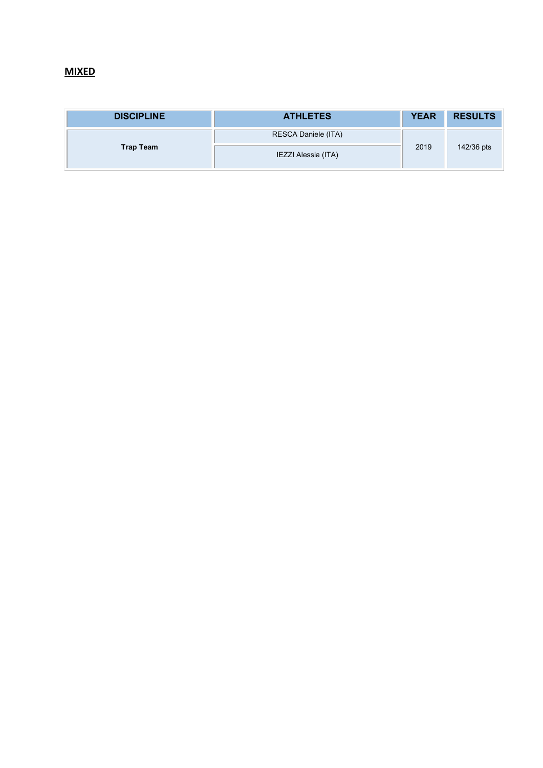## MIXED

| DISCIPLINE | ATHLETES | YEAR | RESULTS |
|---|---|---|---|
| **Trap Team** | RESCA Daniele (ITA) | 2019 | 142/36 pts |
| | IEZZI Alessia (ITA) | | |